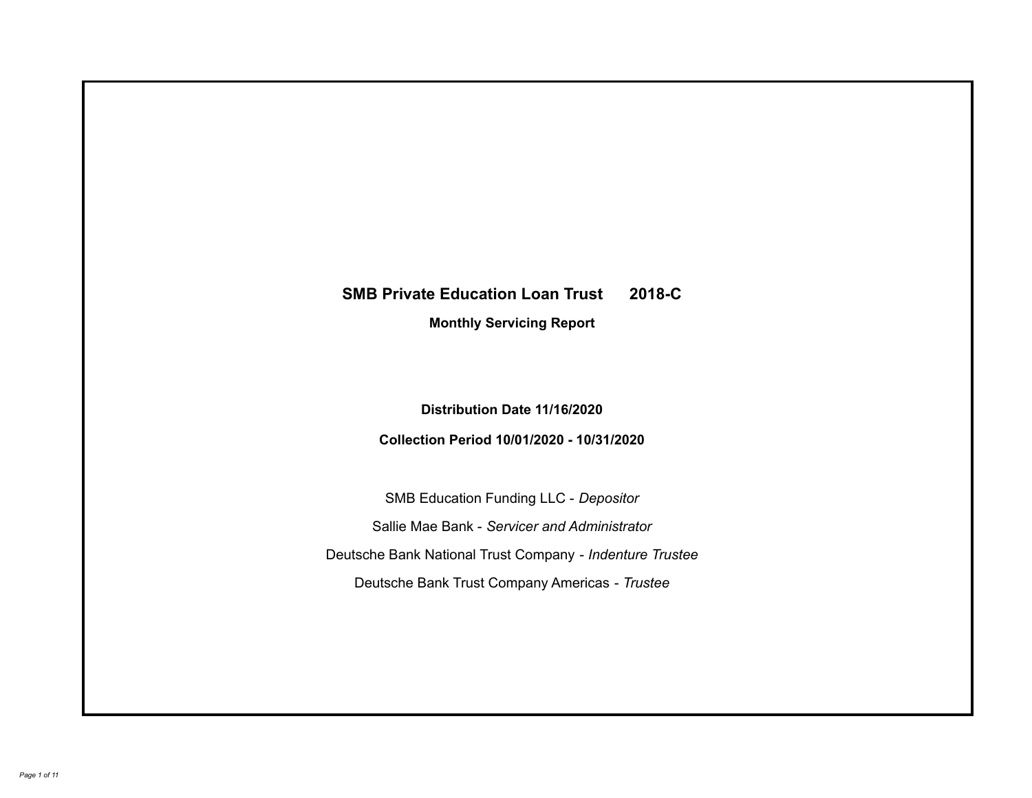# SMB Private Education Loan Trust 2018-C

**Monthly Servicing Report**

**Distribution Date 11/16/2020**

**Collection Period 10/01/2020 - 10/31/2020**

SMB Education Funding LLC - *Depositor*

Sallie Mae Bank - *Servicer and Administrator*

Deutsche Bank National Trust Company - *Indenture Trustee*

Deutsche Bank Trust Company Americas - *Trustee*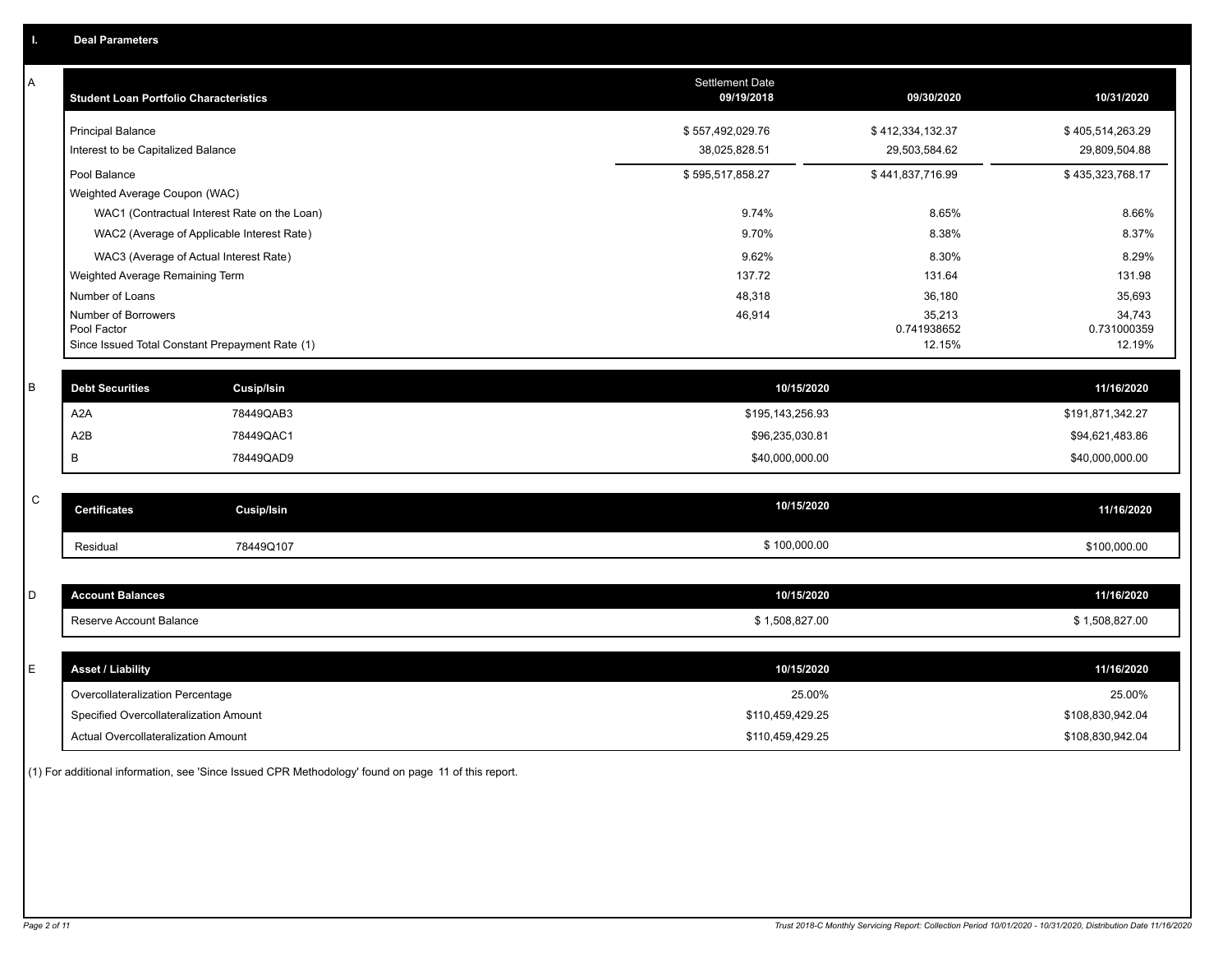## I. Deal Parameters

### A

| Student Loan Portfolio Characteristics | Settlement Date 09/19/2018 | 09/30/2020 | 10/31/2020 |
|---|---|---|---|
| Principal Balance | $ 557,492,029.76 | $ 412,334,132.37 | $ 405,514,263.29 |
| Interest to be Capitalized Balance | 38,025,828.51 | 29,503,584.62 | 29,809,504.88 |
| Pool Balance | $ 595,517,858.27 | $ 441,837,716.99 | $ 435,323,768.17 |
| Weighted Average Coupon (WAC) | | | |
| WAC1 (Contractual Interest Rate on the Loan) | 9.74% | 8.65% | 8.66% |
| WAC2 (Average of Applicable Interest Rate) | 9.70% | 8.38% | 8.37% |
| WAC3 (Average of Actual Interest Rate) | 9.62% | 8.30% | 8.29% |
| Weighted Average Remaining Term | 137.72 | 131.64 | 131.98 |
| Number of Loans | 48,318 | 36,180 | 35,693 |
| Number of Borrowers | 46,914 | 35,213 | 34,743 |
| Pool Factor | | 0.741938652 | 0.731000359 |
| Since Issued Total Constant Prepayment Rate (1) | | 12.15% | 12.19% |

### B

| Debt Securities | Cusip/Isin | 10/15/2020 | 11/16/2020 |
|---|---|---|---|
| A2A | 78449QAB3 | $195,143,256.93 | $191,871,342.27 |
| A2B | 78449QAC1 | $96,235,030.81 | $94,621,483.86 |
| B | 78449QAD9 | $40,000,000.00 | $40,000,000.00 |

### C

| Certificates | Cusip/Isin | 10/15/2020 | 11/16/2020 |
|---|---|---|---|
| Residual | 78449Q107 | $ 100,000.00 | $100,000.00 |

### D

| Account Balances | 10/15/2020 | 11/16/2020 |
|---|---|---|
| Reserve Account Balance | $ 1,508,827.00 | $ 1,508,827.00 |

### E

| Asset / Liability | 10/15/2020 | 11/16/2020 |
|---|---|---|
| Overcollateralization Percentage | 25.00% | 25.00% |
| Specified Overcollateralization Amount | $110,459,429.25 | $108,830,942.04 |
| Actual Overcollateralization Amount | $110,459,429.25 | $108,830,942.04 |

(1) For additional information, see 'Since Issued CPR Methodology' found on page 11 of this report.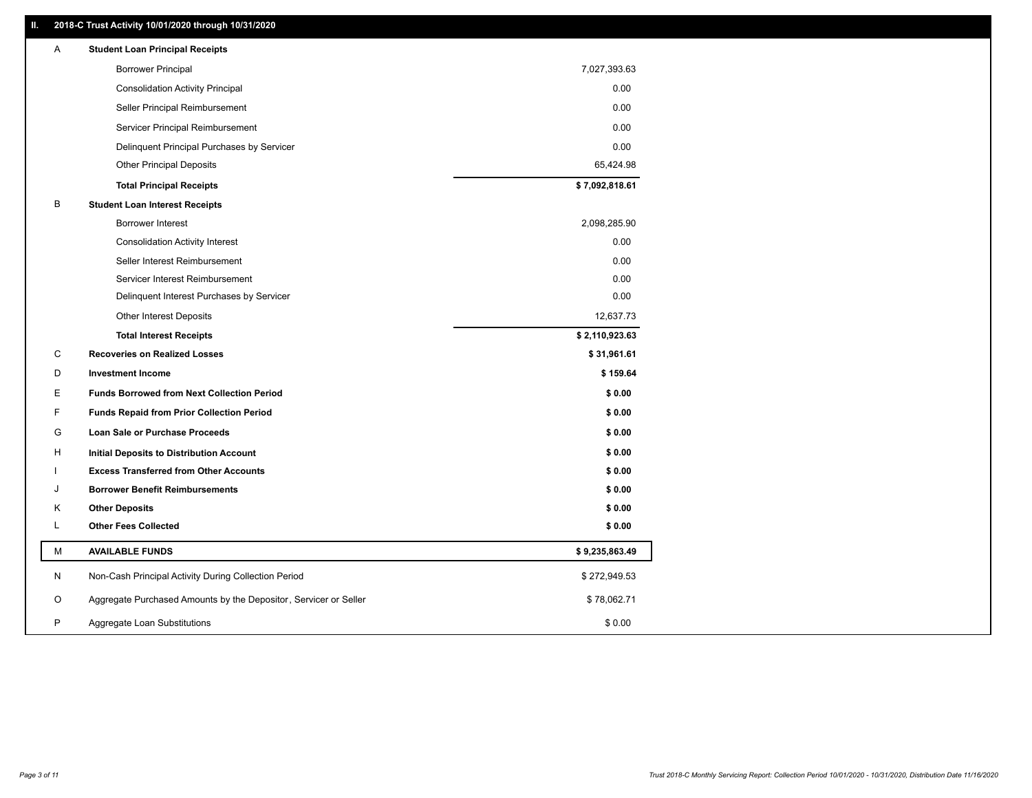## II. 2018-C Trust Activity 10/01/2020 through 10/31/2020

| | | |
|---|---|---|
| A | **Student Loan Principal Receipts** | |
| | Borrower Principal | 7,027,393.63 |
| | Consolidation Activity Principal | 0.00 |
| | Seller Principal Reimbursement | 0.00 |
| | Servicer Principal Reimbursement | 0.00 |
| | Delinquent Principal Purchases by Servicer | 0.00 |
| | Other Principal Deposits | 65,424.98 |
| | **Total Principal Receipts** | **$ 7,092,818.61** |
| B | **Student Loan Interest Receipts** | |
| | Borrower Interest | 2,098,285.90 |
| | Consolidation Activity Interest | 0.00 |
| | Seller Interest Reimbursement | 0.00 |
| | Servicer Interest Reimbursement | 0.00 |
| | Delinquent Interest Purchases by Servicer | 0.00 |
| | Other Interest Deposits | 12,637.73 |
| | **Total Interest Receipts** | **$ 2,110,923.63** |
| C | **Recoveries on Realized Losses** | **$ 31,961.61** |
| D | **Investment Income** | **$ 159.64** |
| E | **Funds Borrowed from Next Collection Period** | **$ 0.00** |
| F | **Funds Repaid from Prior Collection Period** | **$ 0.00** |
| G | **Loan Sale or Purchase Proceeds** | **$ 0.00** |
| H | **Initial Deposits to Distribution Account** | **$ 0.00** |
| I | **Excess Transferred from Other Accounts** | **$ 0.00** |
| J | **Borrower Benefit Reimbursements** | **$ 0.00** |
| K | **Other Deposits** | **$ 0.00** |
| L | **Other Fees Collected** | **$ 0.00** |
| M | **AVAILABLE FUNDS** | **$ 9,235,863.49** |
| N | Non-Cash Principal Activity During Collection Period | $ 272,949.53 |
| O | Aggregate Purchased Amounts by the Depositor, Servicer or Seller | $ 78,062.71 |
| P | Aggregate Loan Substitutions | $ 0.00 |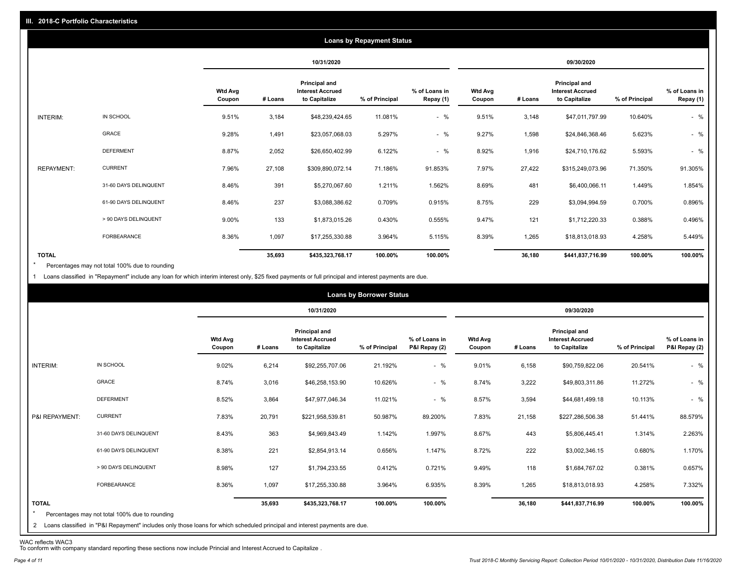## III. 2018-C Portfolio Characteristics

### Loans by Repayment Status

| | | 10/31/2020 | | | | | 09/30/2020 | | | | |
|---|---|---|---|---|---|---|---|---|---|---|---|
| | | Wtd Avg Coupon | # Loans | Principal and Interest Accrued to Capitalize | % of Principal | % of Loans in Repay (1) | Wtd Avg Coupon | # Loans | Principal and Interest Accrued to Capitalize | % of Principal | % of Loans in Repay (1) |
| INTERIM: | IN SCHOOL | 9.51% | 3,184 | $48,239,424.65 | 11.081% | - % | 9.51% | 3,148 | $47,011,797.99 | 10.640% | - % |
| | GRACE | 9.28% | 1,491 | $23,057,068.03 | 5.297% | - % | 9.27% | 1,598 | $24,846,368.46 | 5.623% | - % |
| | DEFERMENT | 8.87% | 2,052 | $26,650,402.99 | 6.122% | - % | 8.92% | 1,916 | $24,710,176.62 | 5.593% | - % |
| REPAYMENT: | CURRENT | 7.96% | 27,108 | $309,890,072.14 | 71.186% | 91.853% | 7.97% | 27,422 | $315,249,073.96 | 71.350% | 91.305% |
| | 31-60 DAYS DELINQUENT | 8.46% | 391 | $5,270,067.60 | 1.211% | 1.562% | 8.69% | 481 | $6,400,066.11 | 1.449% | 1.854% |
| | 61-90 DAYS DELINQUENT | 8.46% | 237 | $3,088,386.62 | 0.709% | 0.915% | 8.75% | 229 | $3,094,994.59 | 0.700% | 0.896% |
| | > 90 DAYS DELINQUENT | 9.00% | 133 | $1,873,015.26 | 0.430% | 0.555% | 9.47% | 121 | $1,712,220.33 | 0.388% | 0.496% |
| | FORBEARANCE | 8.36% | 1,097 | $17,255,330.88 | 3.964% | 5.115% | 8.39% | 1,265 | $18,813,018.93 | 4.258% | 5.449% |
| TOTAL | | | 35,693 | $435,323,768.17 | 100.00% | 100.00% | | 36,180 | $441,837,716.99 | 100.00% | 100.00% |

\* Percentages may not total 100% due to rounding

1 Loans classified in "Repayment" include any loan for which interim interest only, $25 fixed payments or full principal and interest payments are due.

### Loans by Borrower Status

| | | 10/31/2020 | | | | | 09/30/2020 | | | | |
|---|---|---|---|---|---|---|---|---|---|---|---|
| | | Wtd Avg Coupon | # Loans | Principal and Interest Accrued to Capitalize | % of Principal | % of Loans in P&I Repay (2) | Wtd Avg Coupon | # Loans | Principal and Interest Accrued to Capitalize | % of Principal | % of Loans in P&I Repay (2) |
| INTERIM: | IN SCHOOL | 9.02% | 6,214 | $92,255,707.06 | 21.192% | - % | 9.01% | 6,158 | $90,759,822.06 | 20.541% | - % |
| | GRACE | 8.74% | 3,016 | $46,258,153.90 | 10.626% | - % | 8.74% | 3,222 | $49,803,311.86 | 11.272% | - % |
| | DEFERMENT | 8.52% | 3,864 | $47,977,046.34 | 11.021% | - % | 8.57% | 3,594 | $44,681,499.18 | 10.113% | - % |
| P&I REPAYMENT: | CURRENT | 7.83% | 20,791 | $221,958,539.81 | 50.987% | 89.200% | 7.83% | 21,158 | $227,286,506.38 | 51.441% | 88.579% |
| | 31-60 DAYS DELINQUENT | 8.43% | 363 | $4,969,843.49 | 1.142% | 1.997% | 8.67% | 443 | $5,806,445.41 | 1.314% | 2.263% |
| | 61-90 DAYS DELINQUENT | 8.38% | 221 | $2,854,913.14 | 0.656% | 1.147% | 8.72% | 222 | $3,002,346.15 | 0.680% | 1.170% |
| | > 90 DAYS DELINQUENT | 8.98% | 127 | $1,794,233.55 | 0.412% | 0.721% | 9.49% | 118 | $1,684,767.02 | 0.381% | 0.657% |
| | FORBEARANCE | 8.36% | 1,097 | $17,255,330.88 | 3.964% | 6.935% | 8.39% | 1,265 | $18,813,018.93 | 4.258% | 7.332% |
| TOTAL | | | 35,693 | $435,323,768.17 | 100.00% | 100.00% | | 36,180 | $441,837,716.99 | 100.00% | 100.00% |

\* Percentages may not total 100% due to rounding

2 Loans classified in "P&I Repayment" includes only those loans for which scheduled principal and interest payments are due.

WAC reflects WAC3
To conform with company standard reporting these sections now include Princial and Interest Accrued to Capitalize .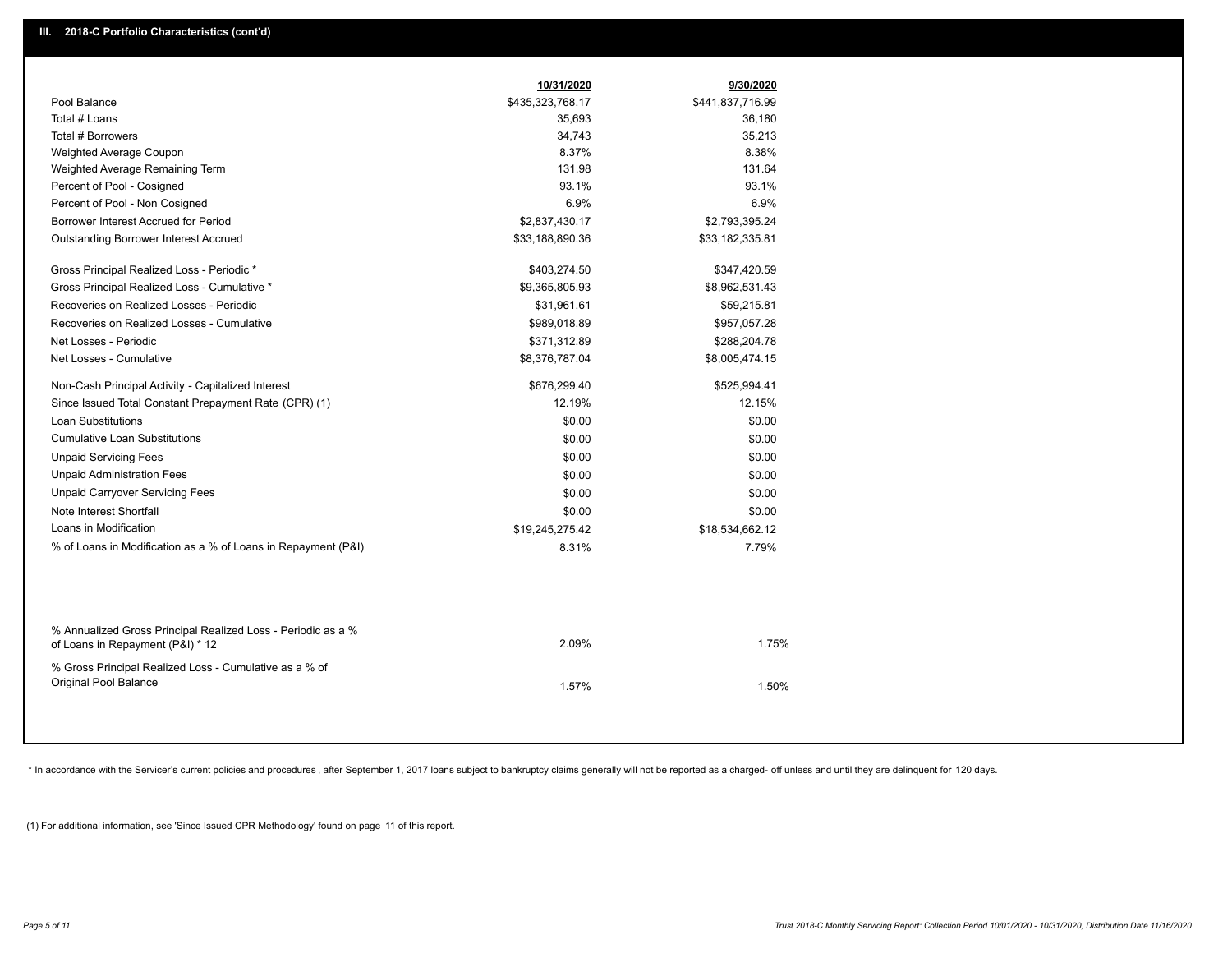## III. 2018-C Portfolio Characteristics (cont'd)

| | 10/31/2020 | 9/30/2020 |
|---|---|---|
| Pool Balance | $435,323,768.17 | $441,837,716.99 |
| Total # Loans | 35,693 | 36,180 |
| Total # Borrowers | 34,743 | 35,213 |
| Weighted Average Coupon | 8.37% | 8.38% |
| Weighted Average Remaining Term | 131.98 | 131.64 |
| Percent of Pool - Cosigned | 93.1% | 93.1% |
| Percent of Pool - Non Cosigned | 6.9% | 6.9% |
| Borrower Interest Accrued for Period | $2,837,430.17 | $2,793,395.24 |
| Outstanding Borrower Interest Accrued | $33,188,890.36 | $33,182,335.81 |
| Gross Principal Realized Loss - Periodic * | $403,274.50 | $347,420.59 |
| Gross Principal Realized Loss - Cumulative * | $9,365,805.93 | $8,962,531.43 |
| Recoveries on Realized Losses - Periodic | $31,961.61 | $59,215.81 |
| Recoveries on Realized Losses - Cumulative | $989,018.89 | $957,057.28 |
| Net Losses - Periodic | $371,312.89 | $288,204.78 |
| Net Losses - Cumulative | $8,376,787.04 | $8,005,474.15 |
| Non-Cash Principal Activity - Capitalized Interest | $676,299.40 | $525,994.41 |
| Since Issued Total Constant Prepayment Rate (CPR) (1) | 12.19% | 12.15% |
| Loan Substitutions | $0.00 | $0.00 |
| Cumulative Loan Substitutions | $0.00 | $0.00 |
| Unpaid Servicing Fees | $0.00 | $0.00 |
| Unpaid Administration Fees | $0.00 | $0.00 |
| Unpaid Carryover Servicing Fees | $0.00 | $0.00 |
| Note Interest Shortfall | $0.00 | $0.00 |
| Loans in Modification | $19,245,275.42 | $18,534,662.12 |
| % of Loans in Modification as a % of Loans in Repayment (P&I) | 8.31% | 7.79% |
| % Annualized Gross Principal Realized Loss - Periodic as a % of Loans in Repayment (P&I) * 12 | 2.09% | 1.75% |
| % Gross Principal Realized Loss - Cumulative as a % of Original Pool Balance | 1.57% | 1.50% |

* In accordance with the Servicer's current policies and procedures, after September 1, 2017 loans subject to bankruptcy claims generally will not be reported as a charged- off unless and until they are delinquent for 120 days.

(1) For additional information, see 'Since Issued CPR Methodology' found on page 11 of this report.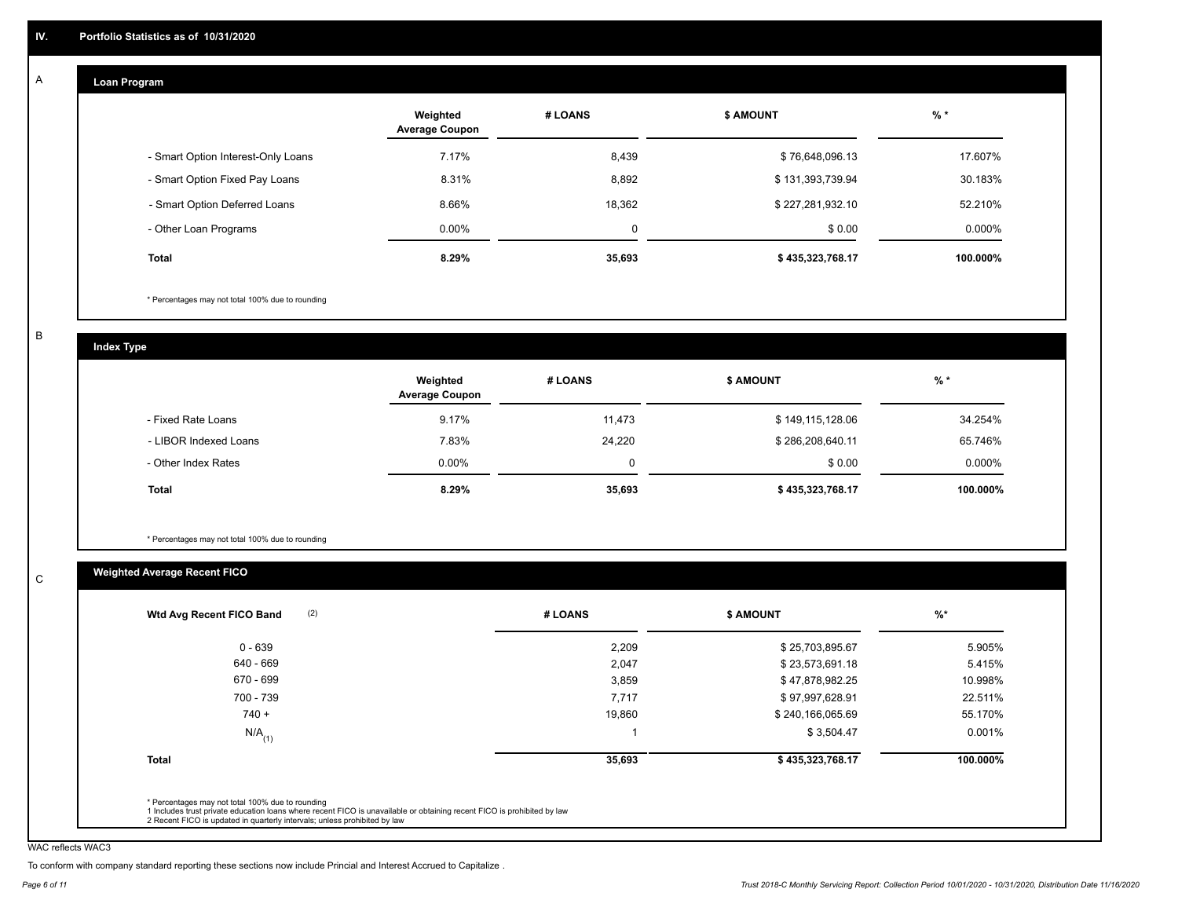## IV. Portfolio Statistics as of 10/31/2020

### A Loan Program

| | Weighted Average Coupon | # LOANS | $ AMOUNT | % * |
|---|---|---|---|---|
| - Smart Option Interest-Only Loans | 7.17% | 8,439 | $ 76,648,096.13 | 17.607% |
| - Smart Option Fixed Pay Loans | 8.31% | 8,892 | $ 131,393,739.94 | 30.183% |
| - Smart Option Deferred Loans | 8.66% | 18,362 | $ 227,281,932.10 | 52.210% |
| - Other Loan Programs | 0.00% | 0 | $ 0.00 | 0.000% |
| **Total** | **8.29%** | **35,693** | **$ 435,323,768.17** | **100.000%** |

* Percentages may not total 100% due to rounding

### B Index Type

| | Weighted Average Coupon | # LOANS | $ AMOUNT | % * |
|---|---|---|---|---|
| - Fixed Rate Loans | 9.17% | 11,473 | $ 149,115,128.06 | 34.254% |
| - LIBOR Indexed Loans | 7.83% | 24,220 | $ 286,208,640.11 | 65.746% |
| - Other Index Rates | 0.00% | 0 | $ 0.00 | 0.000% |
| **Total** | **8.29%** | **35,693** | **$ 435,323,768.17** | **100.000%** |

* Percentages may not total 100% due to rounding

### C Weighted Average Recent FICO

| Wtd Avg Recent FICO Band (2) | # LOANS | $ AMOUNT | %* |
|---|---|---|---|
| 0 - 639 | 2,209 | $ 25,703,895.67 | 5.905% |
| 640 - 669 | 2,047 | $ 23,573,691.18 | 5.415% |
| 670 - 699 | 3,859 | $ 47,878,982.25 | 10.998% |
| 700 - 739 | 7,717 | $ 97,997,628.91 | 22.511% |
| 740 + | 19,860 | $ 240,166,065.69 | 55.170% |
| N/A (1) | 1 | $ 3,504.47 | 0.001% |
| **Total** | **35,693** | **$ 435,323,768.17** | **100.000%** |

* Percentages may not total 100% due to rounding
1 Includes trust private education loans where recent FICO is unavailable or obtaining recent FICO is prohibited by law
2 Recent FICO is updated in quarterly intervals; unless prohibited by law

WAC reflects WAC3

To conform with company standard reporting these sections now include Princial and Interest Accrued to Capitalize .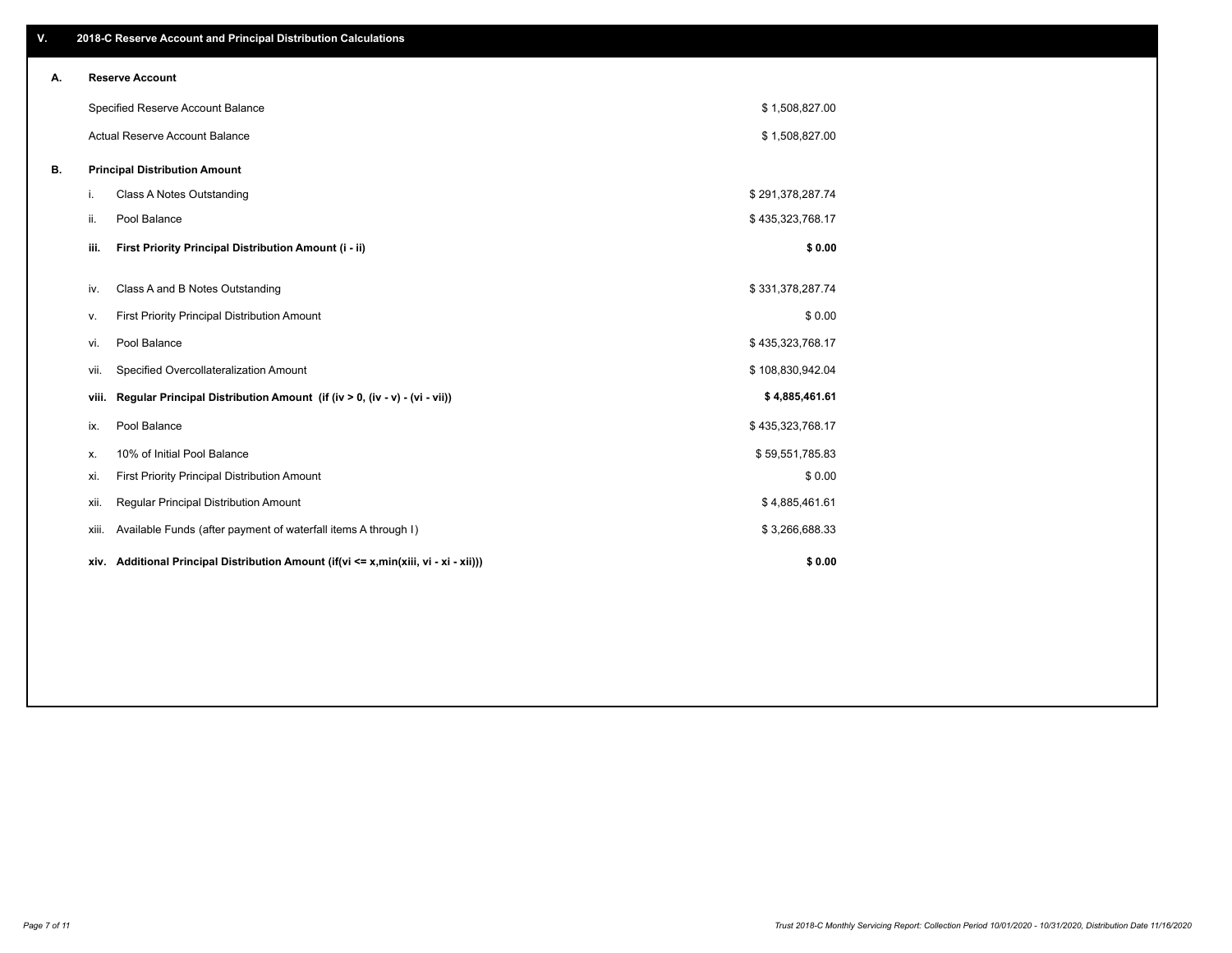## V. 2018-C Reserve Account and Principal Distribution Calculations

### A. Reserve Account

| | |
|---|---|
| Specified Reserve Account Balance | $ 1,508,827.00 |
| Actual Reserve Account Balance | $ 1,508,827.00 |

### B. Principal Distribution Amount

| | | |
|---|---|---|
| i. | Class A Notes Outstanding | $ 291,378,287.74 |
| ii. | Pool Balance | $ 435,323,768.17 |
| **iii.** | **First Priority Principal Distribution Amount (i - ii)** | **$ 0.00** |
| iv. | Class A and B Notes Outstanding | $ 331,378,287.74 |
| v. | First Priority Principal Distribution Amount | $ 0.00 |
| vi. | Pool Balance | $ 435,323,768.17 |
| vii. | Specified Overcollateralization Amount | $ 108,830,942.04 |
| **viii.** | **Regular Principal Distribution Amount (if (iv > 0, (iv - v) - (vi - vii))** | **$ 4,885,461.61** |
| ix. | Pool Balance | $ 435,323,768.17 |
| x. | 10% of Initial Pool Balance | $ 59,551,785.83 |
| xi. | First Priority Principal Distribution Amount | $ 0.00 |
| xii. | Regular Principal Distribution Amount | $ 4,885,461.61 |
| xiii. | Available Funds (after payment of waterfall items A through I) | $ 3,266,688.33 |
| **xiv.** | **Additional Principal Distribution Amount (if(vi <= x,min(xiii, vi - xi - xii)))** | **$ 0.00** |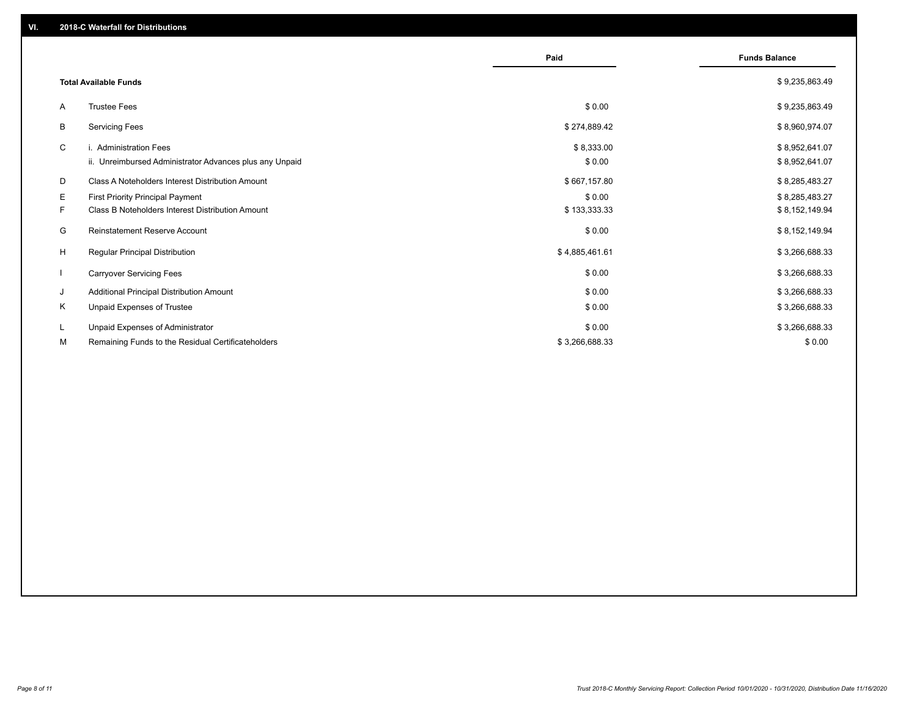## VI. 2018-C Waterfall for Distributions

| | | Paid | Funds Balance |
|---|---|---|---|
| | **Total Available Funds** | | $ 9,235,863.49 |
| A | Trustee Fees | $ 0.00 | $ 9,235,863.49 |
| B | Servicing Fees | $ 274,889.42 | $ 8,960,974.07 |
| C | i. Administration Fees | $ 8,333.00 | $ 8,952,641.07 |
| | ii. Unreimbursed Administrator Advances plus any Unpaid | $ 0.00 | $ 8,952,641.07 |
| D | Class A Noteholders Interest Distribution Amount | $ 667,157.80 | $ 8,285,483.27 |
| E | First Priority Principal Payment | $ 0.00 | $ 8,285,483.27 |
| F | Class B Noteholders Interest Distribution Amount | $ 133,333.33 | $ 8,152,149.94 |
| G | Reinstatement Reserve Account | $ 0.00 | $ 8,152,149.94 |
| H | Regular Principal Distribution | $ 4,885,461.61 | $ 3,266,688.33 |
| I | Carryover Servicing Fees | $ 0.00 | $ 3,266,688.33 |
| J | Additional Principal Distribution Amount | $ 0.00 | $ 3,266,688.33 |
| K | Unpaid Expenses of Trustee | $ 0.00 | $ 3,266,688.33 |
| L | Unpaid Expenses of Administrator | $ 0.00 | $ 3,266,688.33 |
| M | Remaining Funds to the Residual Certificateholders | $ 3,266,688.33 | $ 0.00 |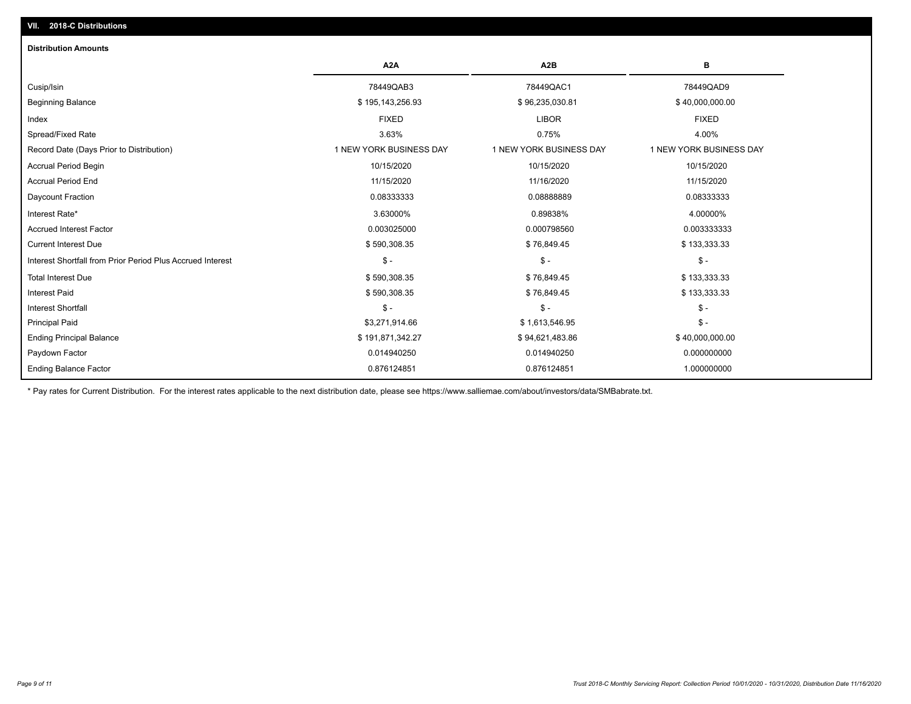## VII. 2018-C Distributions

### Distribution Amounts

| | A2A | A2B | B |
|---|---|---|---|
| Cusip/Isin | 78449QAB3 | 78449QAC1 | 78449QAD9 |
| Beginning Balance | $ 195,143,256.93 | $ 96,235,030.81 | $ 40,000,000.00 |
| Index | FIXED | LIBOR | FIXED |
| Spread/Fixed Rate | 3.63% | 0.75% | 4.00% |
| Record Date (Days Prior to Distribution) | 1 NEW YORK BUSINESS DAY | 1 NEW YORK BUSINESS DAY | 1 NEW YORK BUSINESS DAY |
| Accrual Period Begin | 10/15/2020 | 10/15/2020 | 10/15/2020 |
| Accrual Period End | 11/15/2020 | 11/16/2020 | 11/15/2020 |
| Daycount Fraction | 0.08333333 | 0.08888889 | 0.08333333 |
| Interest Rate* | 3.63000% | 0.89838% | 4.00000% |
| Accrued Interest Factor | 0.003025000 | 0.000798560 | 0.003333333 |
| Current Interest Due | $ 590,308.35 | $ 76,849.45 | $ 133,333.33 |
| Interest Shortfall from Prior Period Plus Accrued Interest | $ - | $ - | $ - |
| Total Interest Due | $ 590,308.35 | $ 76,849.45 | $ 133,333.33 |
| Interest Paid | $ 590,308.35 | $ 76,849.45 | $ 133,333.33 |
| Interest Shortfall | $ - | $ - | $ - |
| Principal Paid | $3,271,914.66 | $ 1,613,546.95 | $ - |
| Ending Principal Balance | $ 191,871,342.27 | $ 94,621,483.86 | $ 40,000,000.00 |
| Paydown Factor | 0.014940250 | 0.014940250 | 0.000000000 |
| Ending Balance Factor | 0.876124851 | 0.876124851 | 1.000000000 |

* Pay rates for Current Distribution. For the interest rates applicable to the next distribution date, please see https://www.salliemae.com/about/investors/data/SMBabrate.txt.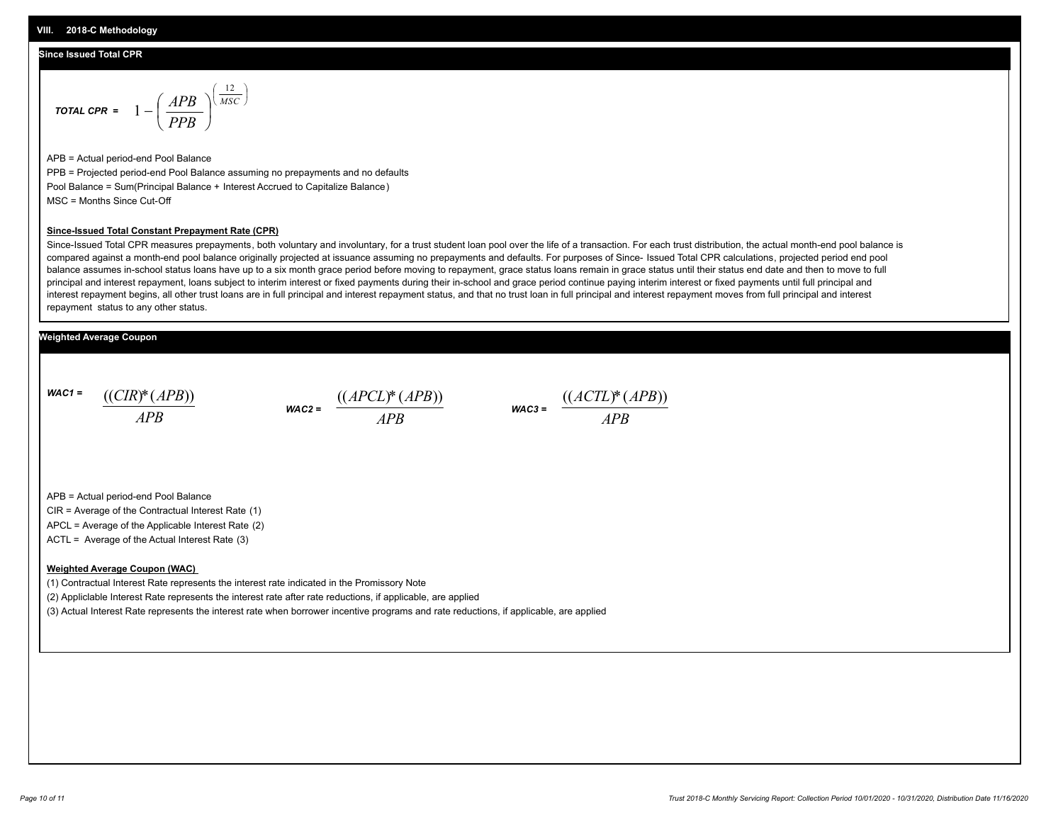## VIII. 2018-C Methodology

### Since Issued Total CPR

$$\textit{TOTAL CPR} = 1 - \left(\frac{APB}{PPB}\right)^{\left(\frac{12}{MSC}\right)}$$

APB = Actual period-end Pool Balance

PPB = Projected period-end Pool Balance assuming no prepayments and no defaults

Pool Balance = Sum(Principal Balance + Interest Accrued to Capitalize Balance)

MSC = Months Since Cut-Off

**Since-Issued Total Constant Prepayment Rate (CPR)**

Since-Issued Total CPR measures prepayments, both voluntary and involuntary, for a trust student loan pool over the life of a transaction. For each trust distribution, the actual month-end pool balance is compared against a month-end pool balance originally projected at issuance assuming no prepayments and defaults. For purposes of Since- Issued Total CPR calculations, projected period end pool balance assumes in-school status loans have up to a six month grace period before moving to repayment, grace status loans remain in grace status until their status end date and then to move to full principal and interest repayment, loans subject to interim interest or fixed payments during their in-school and grace period continue paying interim interest or fixed payments until full principal and interest repayment begins, all other trust loans are in full principal and interest repayment status, and that no trust loan in full principal and interest repayment moves from full principal and interest repayment status to any other status.

### Weighted Average Coupon

$$\textit{WAC1} = \frac{((CIR)*(APB))}{APB} \qquad \textit{WAC2} = \frac{((APCL)*(APB))}{APB} \qquad \textit{WAC3} = \frac{((ACTL)*(APB))}{APB}$$

APB = Actual period-end Pool Balance

CIR = Average of the Contractual Interest Rate (1)

APCL = Average of the Applicable Interest Rate (2)

ACTL = Average of the Actual Interest Rate (3)

**Weighted Average Coupon (WAC)**

(1) Contractual Interest Rate represents the interest rate indicated in the Promissory Note

(2) Appliclable Interest Rate represents the interest rate after rate reductions, if applicable, are applied

(3) Actual Interest Rate represents the interest rate when borrower incentive programs and rate reductions, if applicable, are applied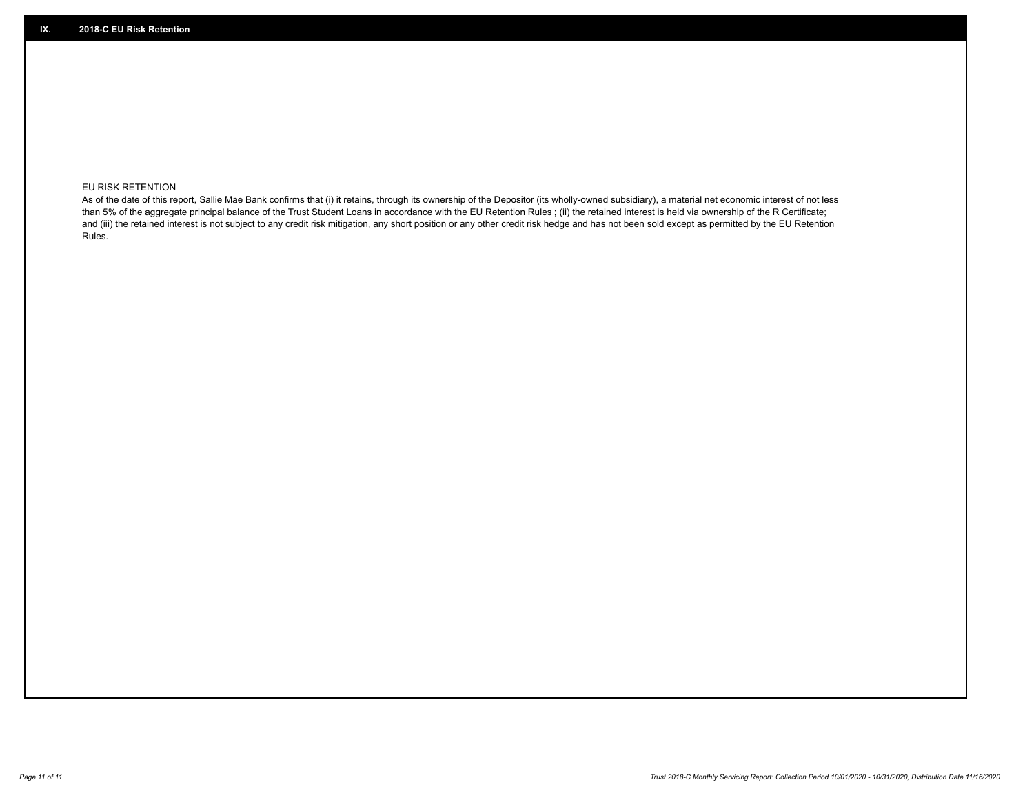## IX. 2018-C EU Risk Retention

EU RISK RETENTION

As of the date of this report, Sallie Mae Bank confirms that (i) it retains, through its ownership of the Depositor (its wholly-owned subsidiary), a material net economic interest of not less than 5% of the aggregate principal balance of the Trust Student Loans in accordance with the EU Retention Rules ; (ii) the retained interest is held via ownership of the R Certificate; and (iii) the retained interest is not subject to any credit risk mitigation, any short position or any other credit risk hedge and has not been sold except as permitted by the EU Retention Rules.